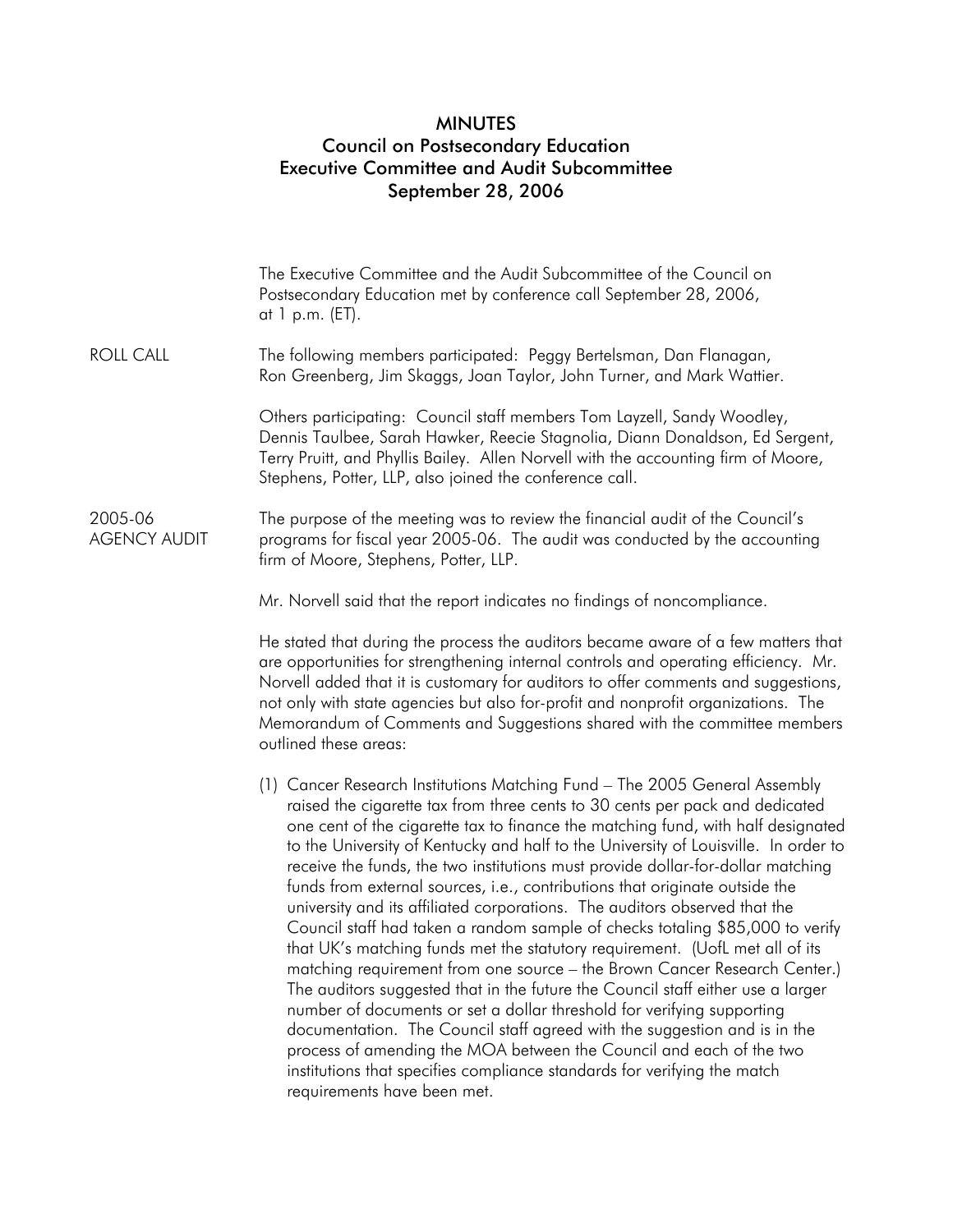# MINUTES

## Council on Postsecondary Education
## Executive Committee and Audit Subcommittee
## September 28, 2006

The Executive Committee and the Audit Subcommittee of the Council on Postsecondary Education met by conference call September 28, 2006, at 1 p.m. (ET).

**ROLL CALL**

The following members participated: Peggy Bertelsman, Dan Flanagan, Ron Greenberg, Jim Skaggs, Joan Taylor, John Turner, and Mark Wattier.

Others participating: Council staff members Tom Layzell, Sandy Woodley, Dennis Taulbee, Sarah Hawker, Reecie Stagnolia, Diann Donaldson, Ed Sergent, Terry Pruitt, and Phyllis Bailey. Allen Norvell with the accounting firm of Moore, Stephens, Potter, LLP, also joined the conference call.

**2005-06 AGENCY AUDIT**

The purpose of the meeting was to review the financial audit of the Council's programs for fiscal year 2005-06. The audit was conducted by the accounting firm of Moore, Stephens, Potter, LLP.

Mr. Norvell said that the report indicates no findings of noncompliance.

He stated that during the process the auditors became aware of a few matters that are opportunities for strengthening internal controls and operating efficiency. Mr. Norvell added that it is customary for auditors to offer comments and suggestions, not only with state agencies but also for-profit and nonprofit organizations. The Memorandum of Comments and Suggestions shared with the committee members outlined these areas:

(1) Cancer Research Institutions Matching Fund – The 2005 General Assembly raised the cigarette tax from three cents to 30 cents per pack and dedicated one cent of the cigarette tax to finance the matching fund, with half designated to the University of Kentucky and half to the University of Louisville. In order to receive the funds, the two institutions must provide dollar-for-dollar matching funds from external sources, i.e., contributions that originate outside the university and its affiliated corporations. The auditors observed that the Council staff had taken a random sample of checks totaling $85,000 to verify that UK's matching funds met the statutory requirement. (UofL met all of its matching requirement from one source – the Brown Cancer Research Center.) The auditors suggested that in the future the Council staff either use a larger number of documents or set a dollar threshold for verifying supporting documentation. The Council staff agreed with the suggestion and is in the process of amending the MOA between the Council and each of the two institutions that specifies compliance standards for verifying the match requirements have been met.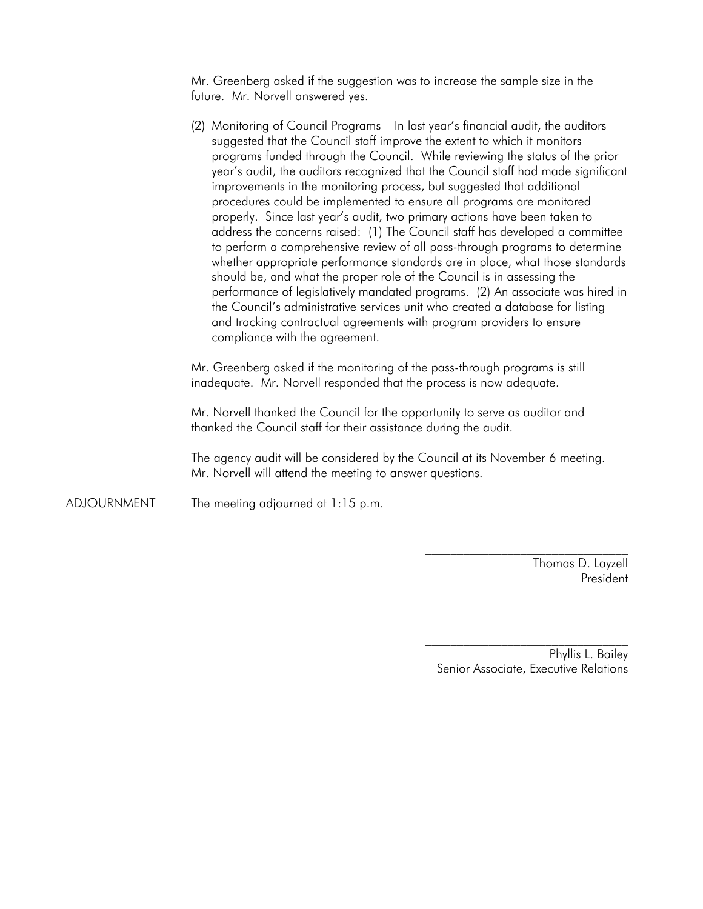Mr. Greenberg asked if the suggestion was to increase the sample size in the future. Mr. Norvell answered yes.

(2) Monitoring of Council Programs – In last year's financial audit, the auditors suggested that the Council staff improve the extent to which it monitors programs funded through the Council. While reviewing the status of the prior year's audit, the auditors recognized that the Council staff had made significant improvements in the monitoring process, but suggested that additional procedures could be implemented to ensure all programs are monitored properly. Since last year's audit, two primary actions have been taken to address the concerns raised: (1) The Council staff has developed a committee to perform a comprehensive review of all pass-through programs to determine whether appropriate performance standards are in place, what those standards should be, and what the proper role of the Council is in assessing the performance of legislatively mandated programs. (2) An associate was hired in the Council's administrative services unit who created a database for listing and tracking contractual agreements with program providers to ensure compliance with the agreement.

Mr. Greenberg asked if the monitoring of the pass-through programs is still inadequate. Mr. Norvell responded that the process is now adequate.

Mr. Norvell thanked the Council for the opportunity to serve as auditor and thanked the Council staff for their assistance during the audit.

The agency audit will be considered by the Council at its November 6 meeting. Mr. Norvell will attend the meeting to answer questions.

ADJOURNMENT

The meeting adjourned at 1:15 p.m.

\_\_\_\_\_\_\_\_\_\_\_\_\_\_\_\_\_\_\_\_\_\_\_\_\_\_\_\_\_\_\_\_

Thomas D. Layzell
President

\_\_\_\_\_\_\_\_\_\_\_\_\_\_\_\_\_\_\_\_\_\_\_\_\_\_\_\_\_\_\_\_

Phyllis L. Bailey
Senior Associate, Executive Relations